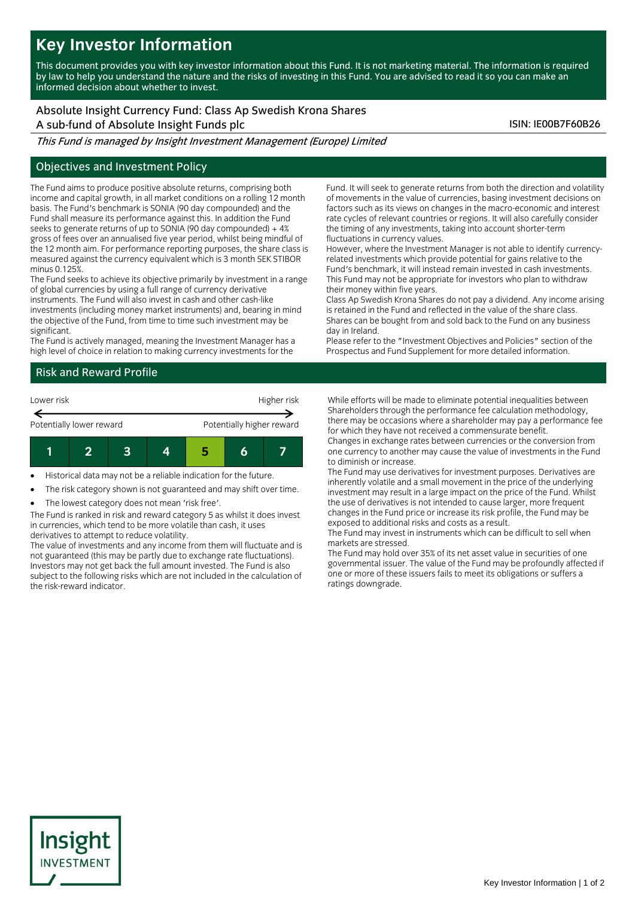# Key Investor Information

This document provides you with key investor information about this Fund. It is not marketing material. The information is required by law to help you understand the nature and the risks of investing in this Fund. You are advised to read it so you can make an informed decision about whether to invest.

Absolute Insight Currency Fund: Class Ap Swedish Krona Shares
A sub-fund of Absolute Insight Funds plc

ISIN: IE00B7F60B26

*This Fund is managed by Insight Investment Management (Europe) Limited*

## Objectives and Investment Policy

The Fund aims to produce positive absolute returns, comprising both income and capital growth, in all market conditions on a rolling 12 month basis. The Fund's benchmark is SONIA (90 day compounded) and the Fund shall measure its performance against this. In addition the Fund seeks to generate returns of up to SONIA (90 day compounded) + 4% gross of fees over an annualised five year period, whilst being mindful of the 12 month aim. For performance reporting purposes, the share class is measured against the currency equivalent which is 3 month SEK STIBOR minus 0.125%.

The Fund seeks to achieve its objective primarily by investment in a range of global currencies by using a full range of currency derivative instruments. The Fund will also invest in cash and other cash-like investments (including money market instruments) and, bearing in mind the objective of the Fund, from time to time such investment may be significant.

The Fund is actively managed, meaning the Investment Manager has a high level of choice in relation to making currency investments for the Fund. It will seek to generate returns from both the direction and volatility of movements in the value of currencies, basing investment decisions on factors such as its views on changes in the macro-economic and interest rate cycles of relevant countries or regions. It will also carefully consider the timing of any investments, taking into account shorter-term fluctuations in currency values.

However, where the Investment Manager is not able to identify currency-related investments which provide potential for gains relative to the Fund's benchmark, it will instead remain invested in cash investments.

This Fund may not be appropriate for investors who plan to withdraw their money within five years.

Class Ap Swedish Krona Shares do not pay a dividend. Any income arising is retained in the Fund and reflected in the value of the share class.

Shares can be bought from and sold back to the Fund on any business day in Ireland.

Please refer to the "Investment Objectives and Policies" section of the Prospectus and Fund Supplement for more detailed information.

## Risk and Reward Profile

Lower risk — Higher risk

Potentially lower reward — Potentially higher reward

| 1 | 2 | 3 | 4 | **5** | 6 | 7 |
|---|---|---|---|---|---|---|

- Historical data may not be a reliable indication for the future.
- The risk category shown is not guaranteed and may shift over time.
- The lowest category does not mean 'risk free'.

The Fund is ranked in risk and reward category 5 as whilst it does invest in currencies, which tend to be more volatile than cash, it uses derivatives to attempt to reduce volatility.

The value of investments and any income from them will fluctuate and is not guaranteed (this may be partly due to exchange rate fluctuations). Investors may not get back the full amount invested. The Fund is also subject to the following risks which are not included in the calculation of the risk-reward indicator.

While efforts will be made to eliminate potential inequalities between Shareholders through the performance fee calculation methodology, there may be occasions where a shareholder may pay a performance fee for which they have not received a commensurate benefit.

Changes in exchange rates between currencies or the conversion from one currency to another may cause the value of investments in the Fund to diminish or increase.

The Fund may use derivatives for investment purposes. Derivatives are inherently volatile and a small movement in the price of the underlying investment may result in a large impact on the price of the Fund. Whilst the use of derivatives is not intended to cause larger, more frequent changes in the Fund price or increase its risk profile, the Fund may be exposed to additional risks and costs as a result.

The Fund may invest in instruments which can be difficult to sell when markets are stressed.

The Fund may hold over 35% of its net asset value in securities of one governmental issuer. The value of the Fund may be profoundly affected if one or more of these issuers fails to meet its obligations or suffers a ratings downgrade.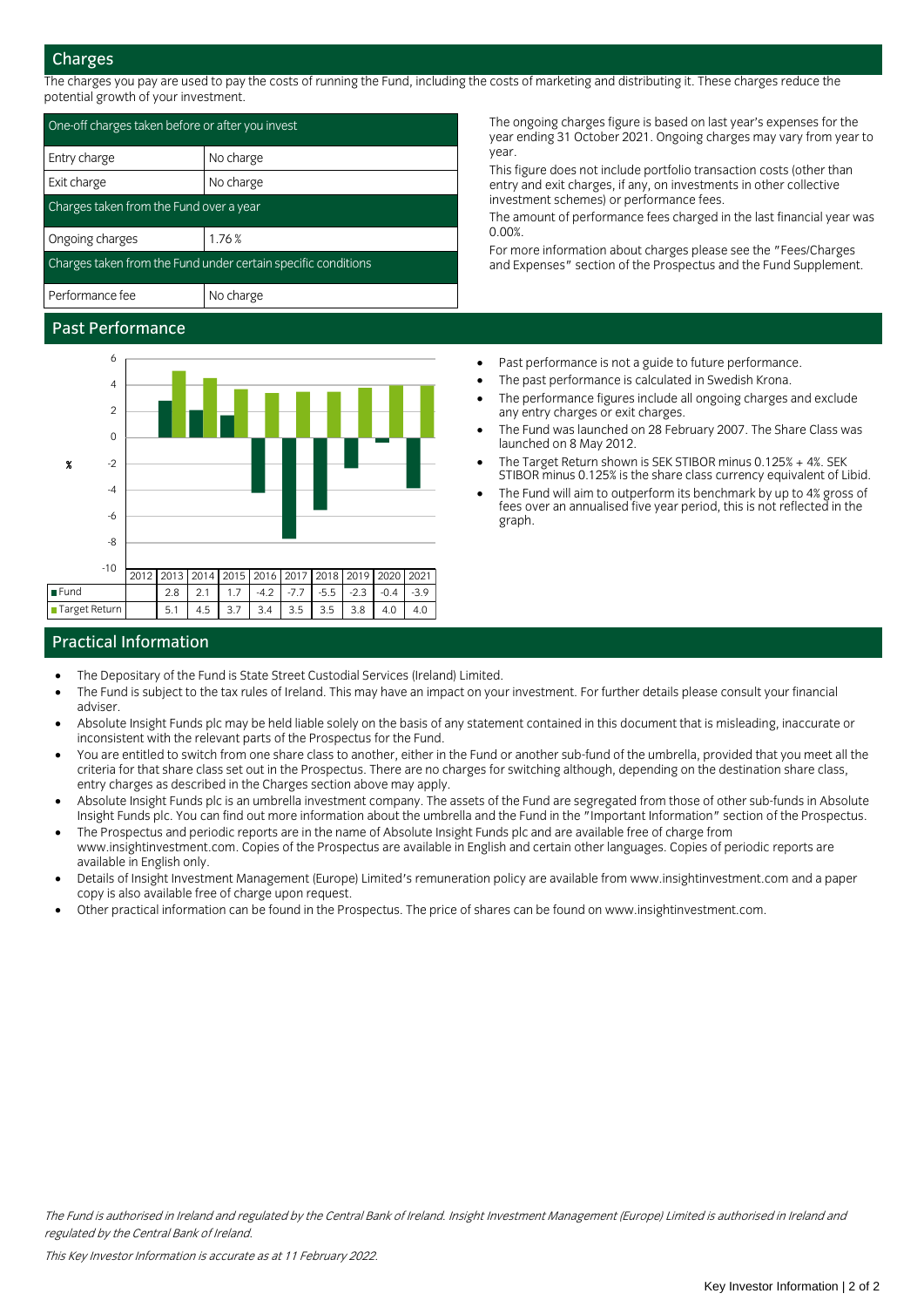## Charges

The charges you pay are used to pay the costs of running the Fund, including the costs of marketing and distributing it. These charges reduce the potential growth of your investment.

| One-off charges taken before or after you invest | |
|---|---|
| Entry charge | No charge |
| Exit charge | No charge |
| **Charges taken from the Fund over a year** | |
| Ongoing charges | 1.76 % |
| **Charges taken from the Fund under certain specific conditions** | |
| Performance fee | No charge |

The ongoing charges figure is based on last year's expenses for the year ending 31 October 2021. Ongoing charges may vary from year to year.

This figure does not include portfolio transaction costs (other than entry and exit charges, if any, on investments in other collective investment schemes) or performance fees.

The amount of performance fees charged in the last financial year was 0.00%.

For more information about charges please see the "Fees/Charges and Expenses" section of the Prospectus and the Fund Supplement.

## Past Performance

%

6
4
2
0
-2
-4
-6
-8
-10

2012 2013 2014 2015 2016 2017 2018 2019 2020 2021

Fund: 2.8 2.1 1.7 -4.2 -7.7 -5.5 -2.3 -0.4 -3.9

Target Return: 5.1 4.5 3.7 3.4 3.5 3.5 3.8 4.0 4.0

- Past performance is not a guide to future performance.
- The past performance is calculated in Swedish Krona.
- The performance figures include all ongoing charges and exclude any entry charges or exit charges.
- The Fund was launched on 28 February 2007. The Share Class was launched on 8 May 2012.
- The Target Return shown is SEK STIBOR minus 0.125% + 4%. SEK STIBOR minus 0.125% is the share class currency equivalent of Libid.
- The Fund will aim to outperform its benchmark by up to 4% gross of fees over an annualised five year period, this is not reflected in the graph.

## Practical Information

- The Depositary of the Fund is State Street Custodial Services (Ireland) Limited.
- The Fund is subject to the tax rules of Ireland. This may have an impact on your investment. For further details please consult your financial adviser.
- Absolute Insight Funds plc may be held liable solely on the basis of any statement contained in this document that is misleading, inaccurate or inconsistent with the relevant parts of the Prospectus for the Fund.
- You are entitled to switch from one share class to another, either in the Fund or another sub-fund of the umbrella, provided that you meet all the criteria for that share class set out in the Prospectus. There are no charges for switching although, depending on the destination share class, entry charges as described in the Charges section above may apply.
- Absolute Insight Funds plc is an umbrella investment company. The assets of the Fund are segregated from those of other sub-funds in Absolute Insight Funds plc. You can find out more information about the umbrella and the Fund in the "Important Information" section of the Prospectus.
- The Prospectus and periodic reports are in the name of Absolute Insight Funds plc and are available free of charge from www.insightinvestment.com. Copies of the Prospectus are available in English and certain other languages. Copies of periodic reports are available in English only.
- Details of Insight Investment Management (Europe) Limited's remuneration policy are available from www.insightinvestment.com and a paper copy is also available free of charge upon request.
- Other practical information can be found in the Prospectus. The price of shares can be found on www.insightinvestment.com.

*The Fund is authorised in Ireland and regulated by the Central Bank of Ireland. Insight Investment Management (Europe) Limited is authorised in Ireland and regulated by the Central Bank of Ireland.*

*This Key Investor Information is accurate as at 11 February 2022.*